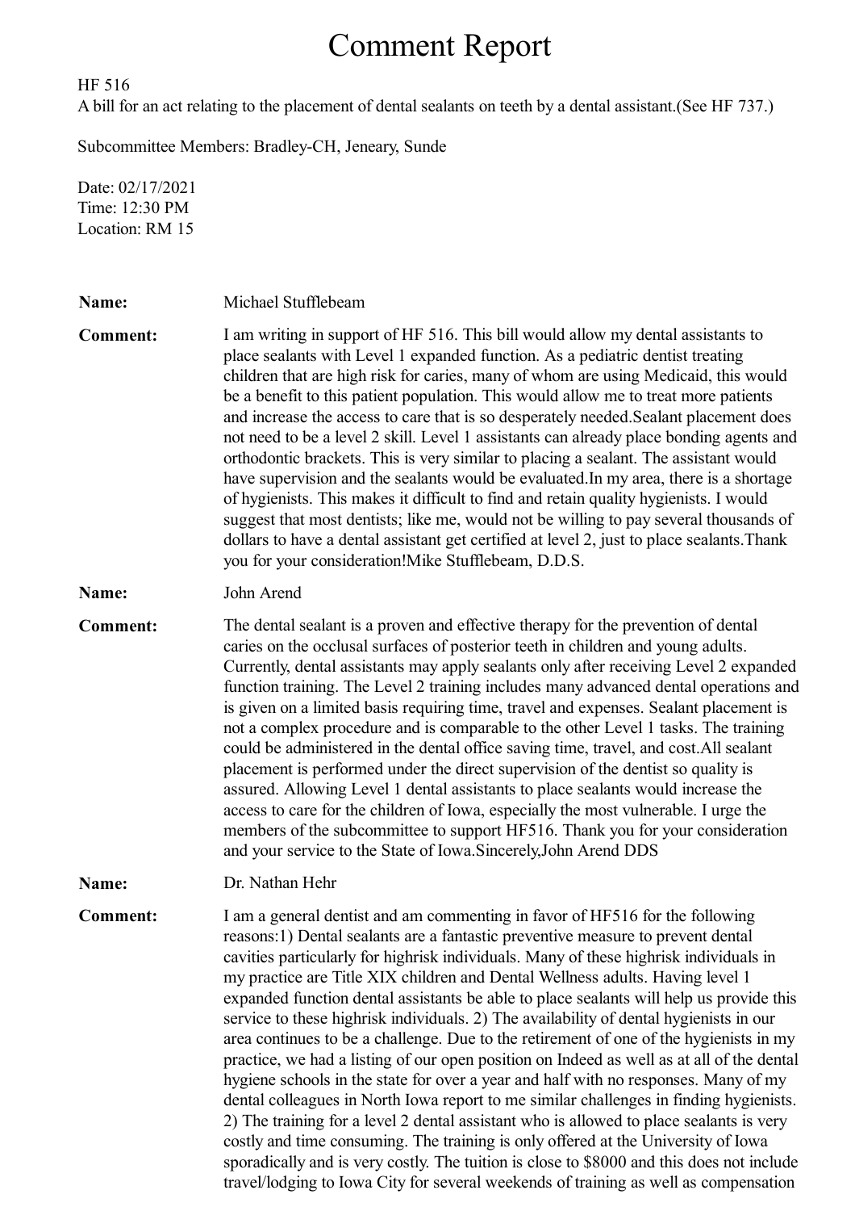# Comment Report

HF 516
A bill for an act relating to the placement of dental sealants on teeth by a dental assistant.(See HF 737.)

Subcommittee Members: Bradley-CH, Jeneary, Sunde

Date: 02/17/2021
Time: 12:30 PM
Location: RM 15

**Name:** Michael Stufflebeam

**Comment:** I am writing in support of HF 516. This bill would allow my dental assistants to place sealants with Level 1 expanded function. As a pediatric dentist treating children that are high risk for caries, many of whom are using Medicaid, this would be a benefit to this patient population. This would allow me to treat more patients and increase the access to care that is so desperately needed.Sealant placement does not need to be a level 2 skill. Level 1 assistants can already place bonding agents and orthodontic brackets. This is very similar to placing a sealant. The assistant would have supervision and the sealants would be evaluated.In my area, there is a shortage of hygienists. This makes it difficult to find and retain quality hygienists. I would suggest that most dentists; like me, would not be willing to pay several thousands of dollars to have a dental assistant get certified at level 2, just to place sealants.Thank you for your consideration!Mike Stufflebeam, D.D.S.

**Name:** John Arend

**Comment:** The dental sealant is a proven and effective therapy for the prevention of dental caries on the occlusal surfaces of posterior teeth in children and young adults. Currently, dental assistants may apply sealants only after receiving Level 2 expanded function training. The Level 2 training includes many advanced dental operations and is given on a limited basis requiring time, travel and expenses. Sealant placement is not a complex procedure and is comparable to the other Level 1 tasks. The training could be administered in the dental office saving time, travel, and cost.All sealant placement is performed under the direct supervision of the dentist so quality is assured. Allowing Level 1 dental assistants to place sealants would increase the access to care for the children of Iowa, especially the most vulnerable. I urge the members of the subcommittee to support HF516. Thank you for your consideration and your service to the State of Iowa.Sincerely,John Arend DDS

**Name:** Dr. Nathan Hehr

**Comment:** I am a general dentist and am commenting in favor of HF516 for the following reasons:1) Dental sealants are a fantastic preventive measure to prevent dental cavities particularly for highrisk individuals. Many of these highrisk individuals in my practice are Title XIX children and Dental Wellness adults. Having level 1 expanded function dental assistants be able to place sealants will help us provide this service to these highrisk individuals. 2) The availability of dental hygienists in our area continues to be a challenge. Due to the retirement of one of the hygienists in my practice, we had a listing of our open position on Indeed as well as at all of the dental hygiene schools in the state for over a year and half with no responses. Many of my dental colleagues in North Iowa report to me similar challenges in finding hygienists. 2) The training for a level 2 dental assistant who is allowed to place sealants is very costly and time consuming. The training is only offered at the University of Iowa sporadically and is very costly. The tuition is close to $8000 and this does not include travel/lodging to Iowa City for several weekends of training as well as compensation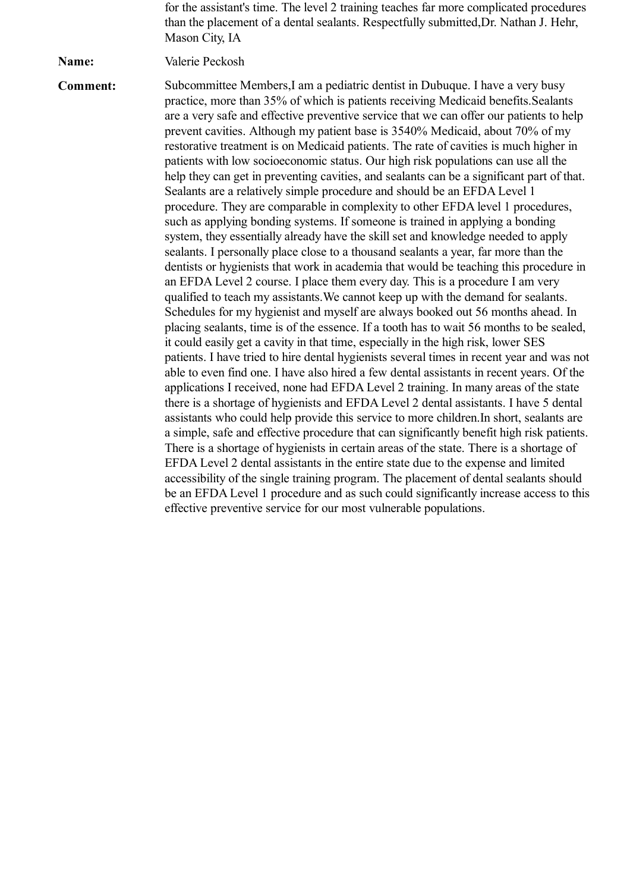for the assistant's time. The level 2 training teaches far more complicated procedures than the placement of a dental sealants. Respectfully submitted,Dr. Nathan J. Hehr, Mason City, IA

**Name:** Valerie Peckosh

**Comment:** Subcommittee Members,I am a pediatric dentist in Dubuque. I have a very busy practice, more than 35% of which is patients receiving Medicaid benefits.Sealants are a very safe and effective preventive service that we can offer our patients to help prevent cavities. Although my patient base is 3540% Medicaid, about 70% of my restorative treatment is on Medicaid patients. The rate of cavities is much higher in patients with low socioeconomic status. Our high risk populations can use all the help they can get in preventing cavities, and sealants can be a significant part of that. Sealants are a relatively simple procedure and should be an EFDA Level 1 procedure. They are comparable in complexity to other EFDA level 1 procedures, such as applying bonding systems. If someone is trained in applying a bonding system, they essentially already have the skill set and knowledge needed to apply sealants. I personally place close to a thousand sealants a year, far more than the dentists or hygienists that work in academia that would be teaching this procedure in an EFDA Level 2 course. I place them every day. This is a procedure I am very qualified to teach my assistants.We cannot keep up with the demand for sealants. Schedules for my hygienist and myself are always booked out 56 months ahead. In placing sealants, time is of the essence. If a tooth has to wait 56 months to be sealed, it could easily get a cavity in that time, especially in the high risk, lower SES patients. I have tried to hire dental hygienists several times in recent year and was not able to even find one. I have also hired a few dental assistants in recent years. Of the applications I received, none had EFDA Level 2 training. In many areas of the state there is a shortage of hygienists and EFDA Level 2 dental assistants. I have 5 dental assistants who could help provide this service to more children.In short, sealants are a simple, safe and effective procedure that can significantly benefit high risk patients. There is a shortage of hygienists in certain areas of the state. There is a shortage of EFDA Level 2 dental assistants in the entire state due to the expense and limited accessibility of the single training program. The placement of dental sealants should be an EFDA Level 1 procedure and as such could significantly increase access to this effective preventive service for our most vulnerable populations.